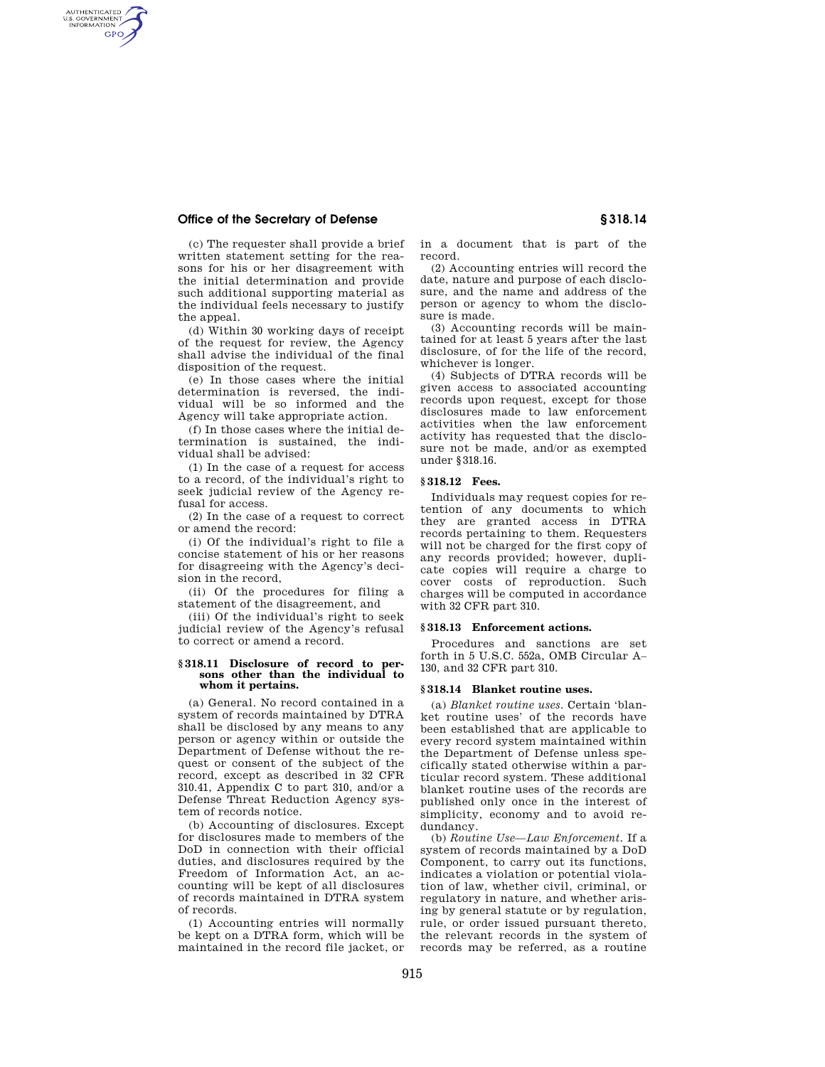(c) The requester shall provide a brief written statement setting for the reasons for his or her disagreement with the initial determination and provide such additional supporting material as the individual feels necessary to justify the appeal.

(d) Within 30 working days of receipt of the request for review, the Agency shall advise the individual of the final disposition of the request.

(e) In those cases where the initial determination is reversed, the individual will be so informed and the Agency will take appropriate action.

(f) In those cases where the initial determination is sustained, the individual shall be advised:

(1) In the case of a request for access to a record, of the individual's right to seek judicial review of the Agency refusal for access.

(2) In the case of a request to correct or amend the record:

(i) Of the individual's right to file a concise statement of his or her reasons for disagreeing with the Agency's decision in the record,

(ii) Of the procedures for filing a statement of the disagreement, and

(iii) Of the individual's right to seek judicial review of the Agency's refusal to correct or amend a record.

## § 318.11 Disclosure of record to persons other than the individual to whom it pertains.

(a) General. No record contained in a system of records maintained by DTRA shall be disclosed by any means to any person or agency within or outside the Department of Defense without the request or consent of the subject of the record, except as described in 32 CFR 310.41, Appendix C to part 310, and/or a Defense Threat Reduction Agency system of records notice.

(b) Accounting of disclosures. Except for disclosures made to members of the DoD in connection with their official duties, and disclosures required by the Freedom of Information Act, an accounting will be kept of all disclosures of records maintained in DTRA system of records.

(1) Accounting entries will normally be kept on a DTRA form, which will be maintained in the record file jacket, or in a document that is part of the record.

(2) Accounting entries will record the date, nature and purpose of each disclosure, and the name and address of the person or agency to whom the disclosure is made.

(3) Accounting records will be maintained for at least 5 years after the last disclosure, of for the life of the record, whichever is longer.

(4) Subjects of DTRA records will be given access to associated accounting records upon request, except for those disclosures made to law enforcement activities when the law enforcement activity has requested that the disclosure not be made, and/or as exempted under §318.16.

## § 318.12 Fees.

Individuals may request copies for retention of any documents to which they are granted access in DTRA records pertaining to them. Requesters will not be charged for the first copy of any records provided; however, duplicate copies will require a charge to cover costs of reproduction. Such charges will be computed in accordance with 32 CFR part 310.

## § 318.13 Enforcement actions.

Procedures and sanctions are set forth in 5 U.S.C. 552a, OMB Circular A–130, and 32 CFR part 310.

## § 318.14 Blanket routine uses.

(a) *Blanket routine uses.* Certain 'blanket routine uses' of the records have been established that are applicable to every record system maintained within the Department of Defense unless specifically stated otherwise within a particular record system. These additional blanket routine uses of the records are published only once in the interest of simplicity, economy and to avoid redundancy.

(b) *Routine Use—Law Enforcement.* If a system of records maintained by a DoD Component, to carry out its functions, indicates a violation or potential violation of law, whether civil, criminal, or regulatory in nature, and whether arising by general statute or by regulation, rule, or order issued pursuant thereto, the relevant records in the system of records may be referred, as a routine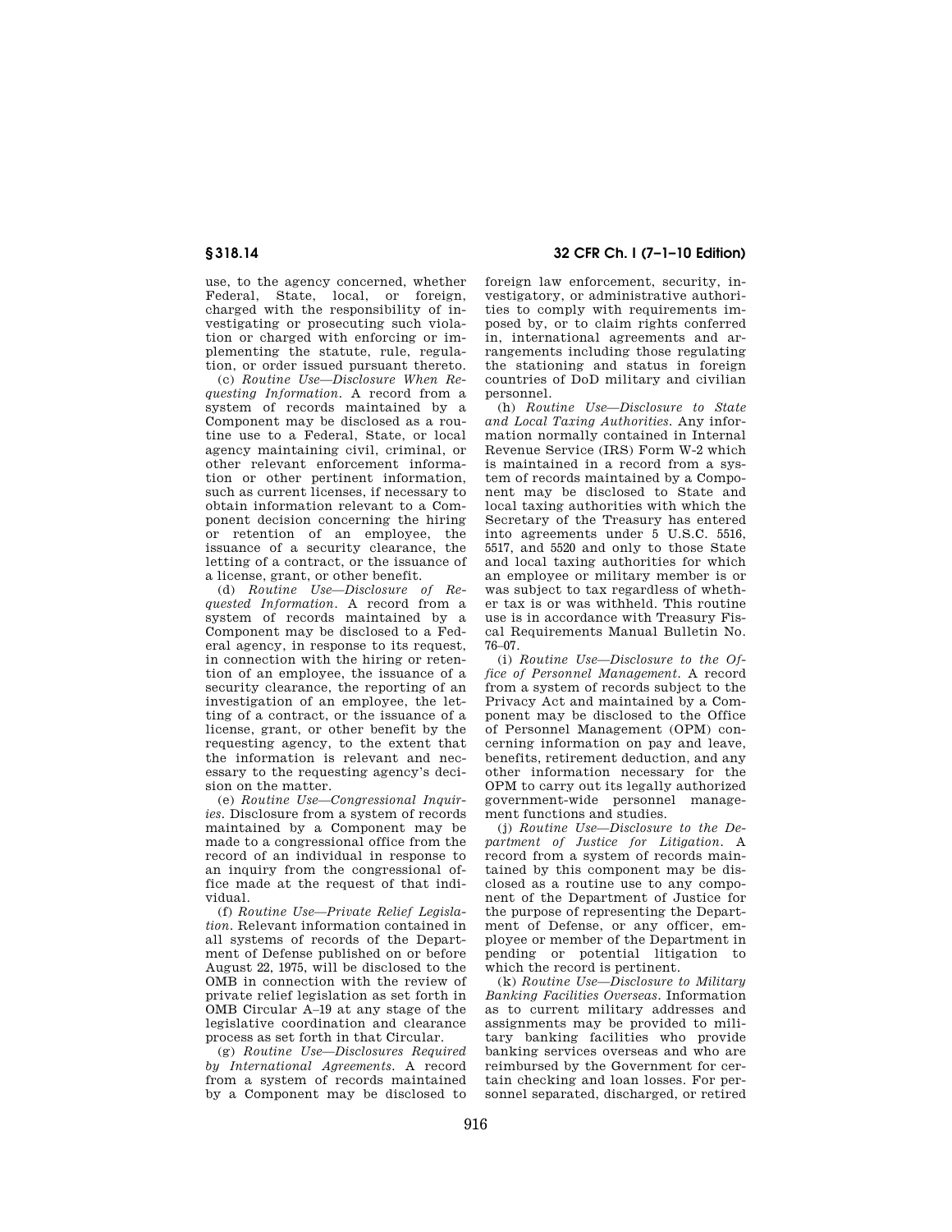use, to the agency concerned, whether Federal, State, local, or foreign, charged with the responsibility of investigating or prosecuting such violation or charged with enforcing or implementing the statute, rule, regulation, or order issued pursuant thereto.

(c) *Routine Use—Disclosure When Requesting Information.* A record from a system of records maintained by a Component may be disclosed as a routine use to a Federal, State, or local agency maintaining civil, criminal, or other relevant enforcement information or other pertinent information, such as current licenses, if necessary to obtain information relevant to a Component decision concerning the hiring or retention of an employee, the issuance of a security clearance, the letting of a contract, or the issuance of a license, grant, or other benefit.

(d) *Routine Use—Disclosure of Requested Information.* A record from a system of records maintained by a Component may be disclosed to a Federal agency, in response to its request, in connection with the hiring or retention of an employee, the issuance of a security clearance, the reporting of an investigation of an employee, the letting of a contract, or the issuance of a license, grant, or other benefit by the requesting agency, to the extent that the information is relevant and necessary to the requesting agency's decision on the matter.

(e) *Routine Use—Congressional Inquiries.* Disclosure from a system of records maintained by a Component may be made to a congressional office from the record of an individual in response to an inquiry from the congressional office made at the request of that individual.

(f) *Routine Use—Private Relief Legislation.* Relevant information contained in all systems of records of the Department of Defense published on or before August 22, 1975, will be disclosed to the OMB in connection with the review of private relief legislation as set forth in OMB Circular A–19 at any stage of the legislative coordination and clearance process as set forth in that Circular.

(g) *Routine Use—Disclosures Required by International Agreements.* A record from a system of records maintained by a Component may be disclosed to foreign law enforcement, security, investigatory, or administrative authorities to comply with requirements imposed by, or to claim rights conferred in, international agreements and arrangements including those regulating the stationing and status in foreign countries of DoD military and civilian personnel.

(h) *Routine Use—Disclosure to State and Local Taxing Authorities.* Any information normally contained in Internal Revenue Service (IRS) Form W-2 which is maintained in a record from a system of records maintained by a Component may be disclosed to State and local taxing authorities with which the Secretary of the Treasury has entered into agreements under 5 U.S.C. 5516, 5517, and 5520 and only to those State and local taxing authorities for which an employee or military member is or was subject to tax regardless of whether tax is or was withheld. This routine use is in accordance with Treasury Fiscal Requirements Manual Bulletin No. 76–07.

(i) *Routine Use—Disclosure to the Office of Personnel Management.* A record from a system of records subject to the Privacy Act and maintained by a Component may be disclosed to the Office of Personnel Management (OPM) concerning information on pay and leave, benefits, retirement deduction, and any other information necessary for the OPM to carry out its legally authorized government-wide personnel management functions and studies.

(j) *Routine Use—Disclosure to the Department of Justice for Litigation.* A record from a system of records maintained by this component may be disclosed as a routine use to any component of the Department of Justice for the purpose of representing the Department of Defense, or any officer, employee or member of the Department in pending or potential litigation to which the record is pertinent.

(k) *Routine Use—Disclosure to Military Banking Facilities Overseas.* Information as to current military addresses and assignments may be provided to military banking facilities who provide banking services overseas and who are reimbursed by the Government for certain checking and loan losses. For personnel separated, discharged, or retired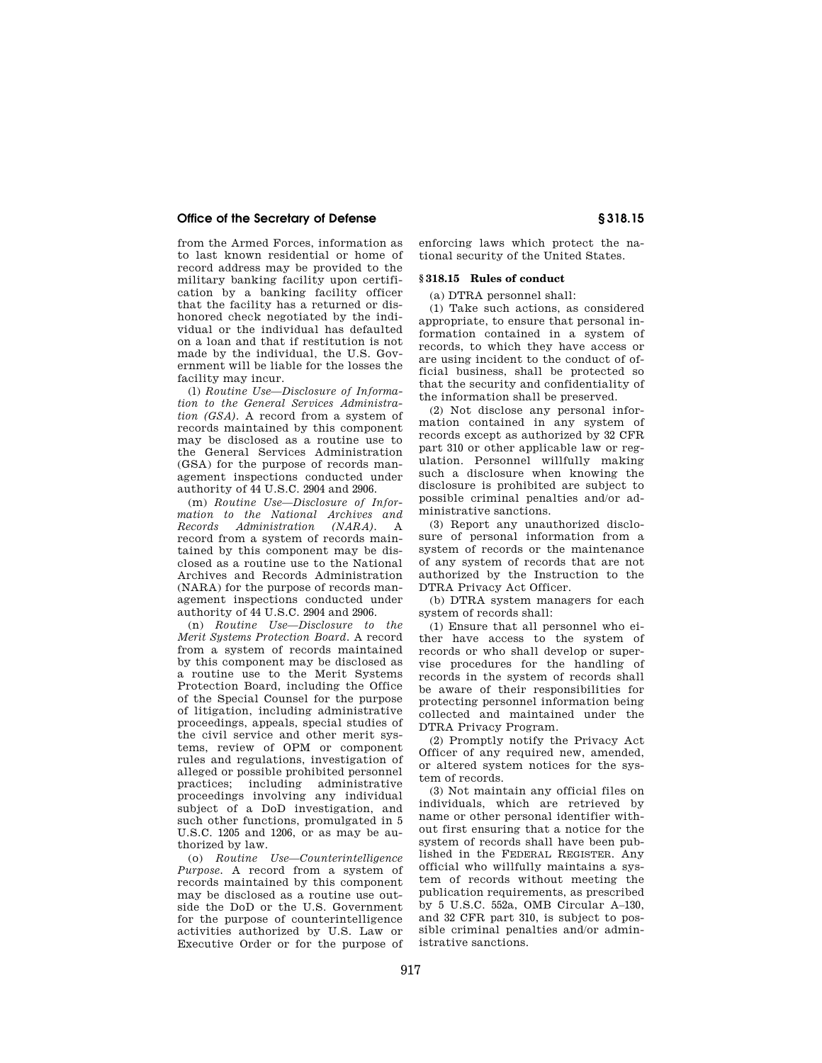from the Armed Forces, information as to last known residential or home of record address may be provided to the military banking facility upon certification by a banking facility officer that the facility has a returned or dishonored check negotiated by the individual or the individual has defaulted on a loan and that if restitution is not made by the individual, the U.S. Government will be liable for the losses the facility may incur.

(l) *Routine Use—Disclosure of Information to the General Services Administration (GSA).* A record from a system of records maintained by this component may be disclosed as a routine use to the General Services Administration (GSA) for the purpose of records management inspections conducted under authority of 44 U.S.C. 2904 and 2906.

(m) *Routine Use—Disclosure of Information to the National Archives and Records Administration (NARA).* A record from a system of records maintained by this component may be disclosed as a routine use to the National Archives and Records Administration (NARA) for the purpose of records management inspections conducted under authority of 44 U.S.C. 2904 and 2906.

(n) *Routine Use—Disclosure to the Merit Systems Protection Board.* A record from a system of records maintained by this component may be disclosed as a routine use to the Merit Systems Protection Board, including the Office of the Special Counsel for the purpose of litigation, including administrative proceedings, appeals, special studies of the civil service and other merit systems, review of OPM or component rules and regulations, investigation of alleged or possible prohibited personnel practices; including administrative proceedings involving any individual subject of a DoD investigation, and such other functions, promulgated in 5 U.S.C. 1205 and 1206, or as may be authorized by law.

(o) *Routine Use—Counterintelligence Purpose.* A record from a system of records maintained by this component may be disclosed as a routine use outside the DoD or the U.S. Government for the purpose of counterintelligence activities authorized by U.S. Law or Executive Order or for the purpose of enforcing laws which protect the national security of the United States.

### § 318.15 Rules of conduct

(a) DTRA personnel shall:

(1) Take such actions, as considered appropriate, to ensure that personal information contained in a system of records, to which they have access or are using incident to the conduct of official business, shall be protected so that the security and confidentiality of the information shall be preserved.

(2) Not disclose any personal information contained in any system of records except as authorized by 32 CFR part 310 or other applicable law or regulation. Personnel willfully making such a disclosure when knowing the disclosure is prohibited are subject to possible criminal penalties and/or administrative sanctions.

(3) Report any unauthorized disclosure of personal information from a system of records or the maintenance of any system of records that are not authorized by the Instruction to the DTRA Privacy Act Officer.

(b) DTRA system managers for each system of records shall:

(1) Ensure that all personnel who either have access to the system of records or who shall develop or supervise procedures for the handling of records in the system of records shall be aware of their responsibilities for protecting personnel information being collected and maintained under the DTRA Privacy Program.

(2) Promptly notify the Privacy Act Officer of any required new, amended, or altered system notices for the system of records.

(3) Not maintain any official files on individuals, which are retrieved by name or other personal identifier without first ensuring that a notice for the system of records shall have been published in the FEDERAL REGISTER. Any official who willfully maintains a system of records without meeting the publication requirements, as prescribed by 5 U.S.C. 552a, OMB Circular A–130, and 32 CFR part 310, is subject to possible criminal penalties and/or administrative sanctions.